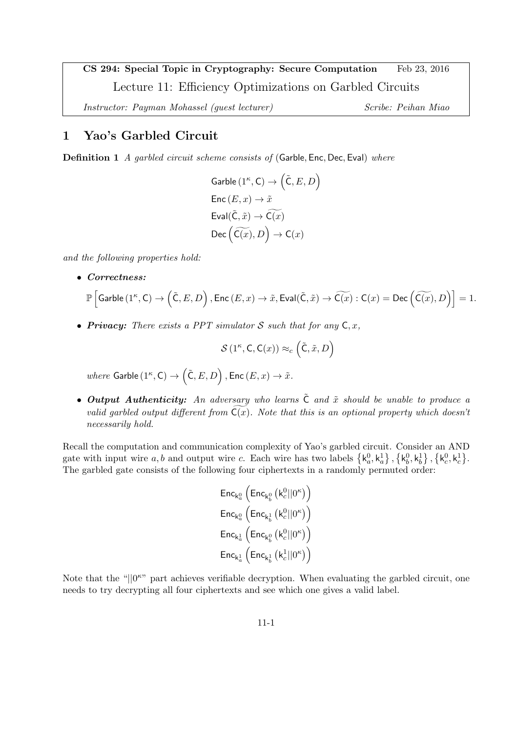**CS 294: Special Topic in Cryptography: Secure Computation** Feb 23, 2016

Lecture 11: Efficiency Optimizations on Garbled Circuits

*Instructor: Payman Mohassel (guest lecturer)* *Scribe: Peihan Miao*

# 1 Yao's Garbled Circuit

**Definition 1** *A garbled circuit scheme consists of* $(\mathsf{Garble}, \mathsf{Enc}, \mathsf{Dec}, \mathsf{Eval})$ *where*

$$\begin{aligned}
&\mathsf{Garble}\left(1^\kappa, \mathsf{C}\right) \to \left(\tilde{\mathsf{C}}, E, D\right) \\
&\mathsf{Enc}\left(E, x\right) \to \tilde{x} \\
&\mathsf{Eval}(\tilde{\mathsf{C}}, \tilde{x}) \to \widetilde{\mathsf{C}(x)} \\
&\mathsf{Dec}\left(\widetilde{\mathsf{C}(x)}, D\right) \to \mathsf{C}(x)
\end{aligned}$$

*and the following properties hold:*

- ***Correctness:***

$$\mathbb{P}\left[\mathsf{Garble}\left(1^\kappa, \mathsf{C}\right) \to \left(\tilde{\mathsf{C}}, E, D\right), \mathsf{Enc}\left(E, x\right) \to \tilde{x}, \mathsf{Eval}(\tilde{\mathsf{C}}, \tilde{x}) \to \widetilde{\mathsf{C}(x)} : \mathsf{C}(x) = \mathsf{Dec}\left(\widetilde{\mathsf{C}(x)}, D\right)\right] = 1.$$

- ***Privacy:*** *There exists a PPT simulator* $\mathcal{S}$ *such that for any* $\mathsf{C}, x$*,*

$$\mathcal{S}\left(1^\kappa, \mathsf{C}, \mathsf{C}(x)\right) \approx_c \left(\tilde{\mathsf{C}}, \tilde{x}, D\right)$$

*where* $\mathsf{Garble}\left(1^\kappa, \mathsf{C}\right) \to \left(\tilde{\mathsf{C}}, E, D\right), \mathsf{Enc}\left(E, x\right) \to \tilde{x}$.

- ***Output Authenticity:*** *An adversary who learns* $\tilde{\mathsf{C}}$ *and* $\tilde{x}$ *should be unable to produce a valid garbled output different from* $\widetilde{\mathsf{C}(x)}$*. Note that this is an optional property which doesn't necessarily hold.*

Recall the computation and communication complexity of Yao's garbled circuit. Consider an AND gate with input wire $a, b$ and output wire $c$. Each wire has two labels $\left\{\mathsf{k}_a^0, \mathsf{k}_a^1\right\}, \left\{\mathsf{k}_b^0, \mathsf{k}_b^1\right\}, \left\{\mathsf{k}_c^0, \mathsf{k}_c^1\right\}$. The garbled gate consists of the following four ciphertexts in a randomly permuted order:

$$\begin{aligned}
&\mathsf{Enc}_{\mathsf{k}_a^0}\left(\mathsf{Enc}_{\mathsf{k}_b^0}\left(\mathsf{k}_c^0 || 0^\kappa\right)\right) \\
&\mathsf{Enc}_{\mathsf{k}_a^0}\left(\mathsf{Enc}_{\mathsf{k}_b^1}\left(\mathsf{k}_c^0 || 0^\kappa\right)\right) \\
&\mathsf{Enc}_{\mathsf{k}_a^1}\left(\mathsf{Enc}_{\mathsf{k}_b^0}\left(\mathsf{k}_c^0 || 0^\kappa\right)\right) \\
&\mathsf{Enc}_{\mathsf{k}_a^1}\left(\mathsf{Enc}_{\mathsf{k}_b^1}\left(\mathsf{k}_c^1 || 0^\kappa\right)\right)
\end{aligned}$$

Note that the "$||0^\kappa$" part achieves verifiable decryption. When evaluating the garbled circuit, one needs to try decrypting all four ciphertexts and see which one gives a valid label.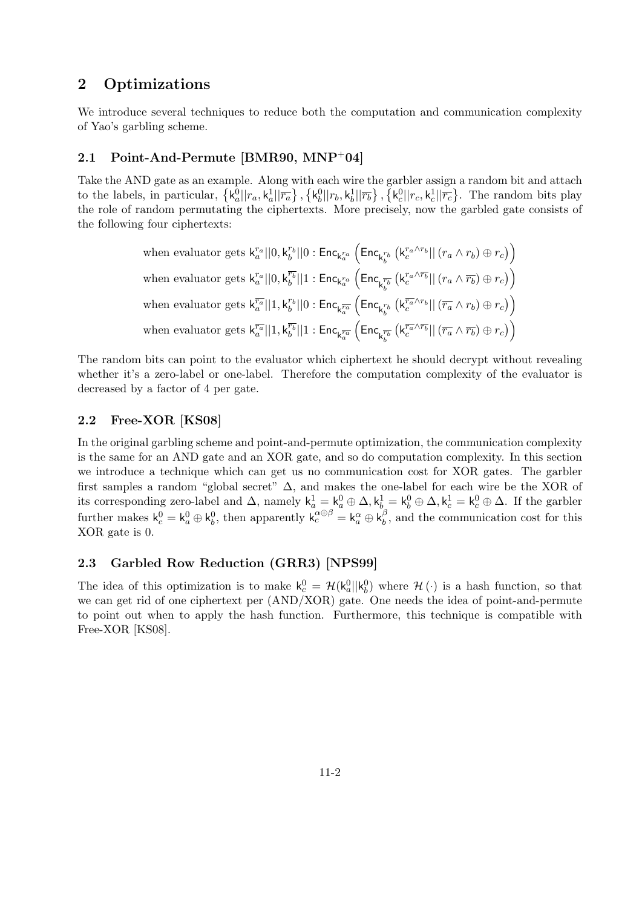## 2 Optimizations

We introduce several techniques to reduce both the computation and communication complexity of Yao's garbling scheme.

### 2.1 Point-And-Permute [BMR90, MNP+04]

Take the AND gate as an example. Along with each wire the garbler assign a random bit and attach to the labels, in particular, $\left\{\mathsf{k}_a^0||r_a, \mathsf{k}_a^1||\overline{r_a}\right\}, \left\{\mathsf{k}_b^0||r_b, \mathsf{k}_b^1||\overline{r_b}\right\}, \left\{\mathsf{k}_c^0||r_c, \mathsf{k}_c^1||\overline{r_c}\right\}$. The random bits play the role of random permutating the ciphertexts. More precisely, now the garbled gate consists of the following four ciphertexts:

$$\text{when evaluator gets } \mathsf{k}_a^{r_a}||0, \mathsf{k}_b^{r_b}||0 : \mathsf{Enc}_{\mathsf{k}_a^{r_a}}\left(\mathsf{Enc}_{\mathsf{k}_b^{r_b}}\left(\mathsf{k}_c^{r_a \wedge r_b}||\left(r_a \wedge r_b\right) \oplus r_c\right)\right)$$

$$\text{when evaluator gets } \mathsf{k}_a^{r_a}||0, \mathsf{k}_b^{\overline{r_b}}||1 : \mathsf{Enc}_{\mathsf{k}_a^{r_a}}\left(\mathsf{Enc}_{\mathsf{k}_b^{\overline{r_b}}}\left(\mathsf{k}_c^{r_a \wedge \overline{r_b}}||\left(r_a \wedge \overline{r_b}\right) \oplus r_c\right)\right)$$

$$\text{when evaluator gets } \mathsf{k}_a^{\overline{r_a}}||1, \mathsf{k}_b^{r_b}||0 : \mathsf{Enc}_{\mathsf{k}_a^{\overline{r_a}}}\left(\mathsf{Enc}_{\mathsf{k}_b^{r_b}}\left(\mathsf{k}_c^{\overline{r_a} \wedge r_b}||\left(\overline{r_a} \wedge r_b\right) \oplus r_c\right)\right)$$

$$\text{when evaluator gets } \mathsf{k}_a^{\overline{r_a}}||1, \mathsf{k}_b^{\overline{r_b}}||1 : \mathsf{Enc}_{\mathsf{k}_a^{\overline{r_a}}}\left(\mathsf{Enc}_{\mathsf{k}_b^{\overline{r_b}}}\left(\mathsf{k}_c^{\overline{r_a} \wedge \overline{r_b}}||\left(\overline{r_a} \wedge \overline{r_b}\right) \oplus r_c\right)\right)$$

The random bits can point to the evaluator which ciphertext he should decrypt without revealing whether it's a zero-label or one-label. Therefore the computation complexity of the evaluator is decreased by a factor of 4 per gate.

### 2.2 Free-XOR [KS08]

In the original garbling scheme and point-and-permute optimization, the communication complexity is the same for an AND gate and an XOR gate, and so do computation complexity. In this section we introduce a technique which can get us no communication cost for XOR gates. The garbler first samples a random "global secret" $\Delta$, and makes the one-label for each wire be the XOR of its corresponding zero-label and $\Delta$, namely $\mathsf{k}_a^1 = \mathsf{k}_a^0 \oplus \Delta, \mathsf{k}_b^1 = \mathsf{k}_b^0 \oplus \Delta, \mathsf{k}_c^1 = \mathsf{k}_c^0 \oplus \Delta$. If the garbler further makes $\mathsf{k}_c^0 = \mathsf{k}_a^0 \oplus \mathsf{k}_b^0$, then apparently $\mathsf{k}_c^{\alpha \oplus \beta} = \mathsf{k}_a^\alpha \oplus \mathsf{k}_b^\beta$, and the communication cost for this XOR gate is 0.

### 2.3 Garbled Row Reduction (GRR3) [NPS99]

The idea of this optimization is to make $\mathsf{k}_c^0 = \mathcal{H}(\mathsf{k}_a^0||\mathsf{k}_b^0)$ where $\mathcal{H}(\cdot)$ is a hash function, so that we can get rid of one ciphertext per (AND/XOR) gate. One needs the idea of point-and-permute to point out when to apply the hash function. Furthermore, this technique is compatible with Free-XOR [KS08].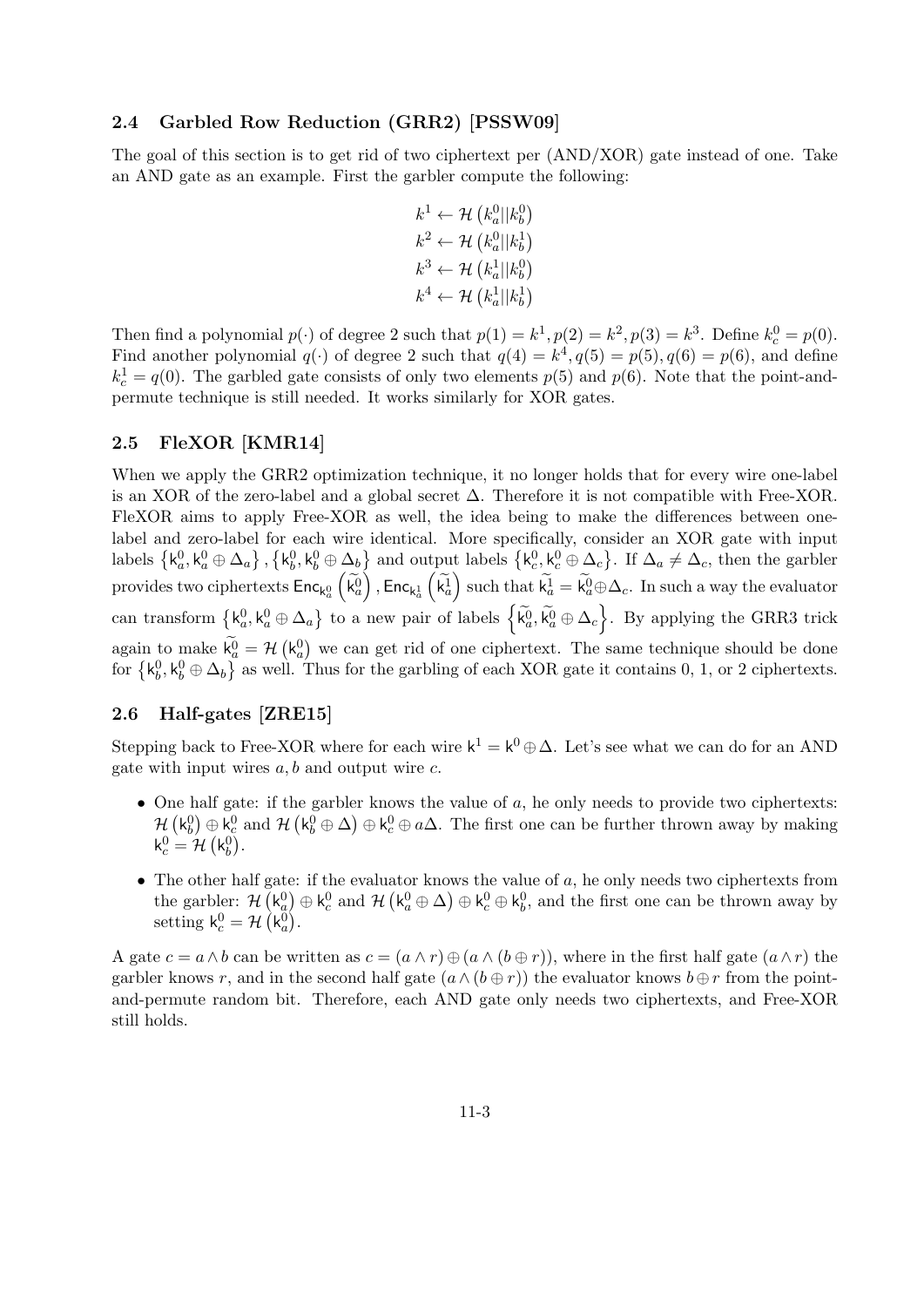### 2.4 Garbled Row Reduction (GRR2) [PSSW09]

The goal of this section is to get rid of two ciphertext per (AND/XOR) gate instead of one. Take an AND gate as an example. First the garbler compute the following:

$$
\begin{aligned}
k^1 &\leftarrow \mathcal{H}\left(k_a^0 || k_b^0\right) \\
k^2 &\leftarrow \mathcal{H}\left(k_a^0 || k_b^1\right) \\
k^3 &\leftarrow \mathcal{H}\left(k_a^1 || k_b^0\right) \\
k^4 &\leftarrow \mathcal{H}\left(k_a^1 || k_b^1\right)
\end{aligned}
$$

Then find a polynomial $p(\cdot)$ of degree 2 such that $p(1) = k^1, p(2) = k^2, p(3) = k^3$. Define $k_c^0 = p(0)$. Find another polynomial $q(\cdot)$ of degree 2 such that $q(4) = k^4, q(5) = p(5), q(6) = p(6)$, and define $k_c^1 = q(0)$. The garbled gate consists of only two elements $p(5)$ and $p(6)$. Note that the point-and-permute technique is still needed. It works similarly for XOR gates.

### 2.5 FleXOR [KMR14]

When we apply the GRR2 optimization technique, it no longer holds that for every wire one-label is an XOR of the zero-label and a global secret $\Delta$. Therefore it is not compatible with Free-XOR. FleXOR aims to apply Free-XOR as well, the idea being to make the differences between one-label and zero-label for each wire identical. More specifically, consider an XOR gate with input labels $\left\{\mathsf{k}_a^0, \mathsf{k}_a^0 \oplus \Delta_a\right\}, \left\{\mathsf{k}_b^0, \mathsf{k}_b^0 \oplus \Delta_b\right\}$ and output labels $\left\{\mathsf{k}_c^0, \mathsf{k}_c^0 \oplus \Delta_c\right\}$. If $\Delta_a \neq \Delta_c$, then the garbler provides two ciphertexts $\mathsf{Enc}_{\mathsf{k}_a^0}\left(\widetilde{\mathsf{k}_a^0}\right), \mathsf{Enc}_{\mathsf{k}_a^1}\left(\widetilde{\mathsf{k}_a^1}\right)$ such that $\widetilde{\mathsf{k}_a^1} = \widetilde{\mathsf{k}_a^0} \oplus \Delta_c$. In such a way the evaluator can transform $\left\{\mathsf{k}_a^0, \mathsf{k}_a^0 \oplus \Delta_a\right\}$ to a new pair of labels $\left\{\widetilde{\mathsf{k}_a^0}, \widetilde{\mathsf{k}_a^0} \oplus \Delta_c\right\}$. By applying the GRR3 trick again to make $\widetilde{\mathsf{k}_a^0} = \mathcal{H}\left(\mathsf{k}_a^0\right)$ we can get rid of one ciphertext. The same technique should be done for $\left\{\mathsf{k}_b^0, \mathsf{k}_b^0 \oplus \Delta_b\right\}$ as well. Thus for the garbling of each XOR gate it contains 0, 1, or 2 ciphertexts.

### 2.6 Half-gates [ZRE15]

Stepping back to Free-XOR where for each wire $\mathsf{k}^1 = \mathsf{k}^0 \oplus \Delta$. Let's see what we can do for an AND gate with input wires $a, b$ and output wire $c$.

- One half gate: if the garbler knows the value of $a$, he only needs to provide two ciphertexts: $\mathcal{H}\left(\mathsf{k}_b^0\right) \oplus \mathsf{k}_c^0$ and $\mathcal{H}\left(\mathsf{k}_b^0 \oplus \Delta\right) \oplus \mathsf{k}_c^0 \oplus a\Delta$. The first one can be further thrown away by making $\mathsf{k}_c^0 = \mathcal{H}\left(\mathsf{k}_b^0\right)$.
- The other half gate: if the evaluator knows the value of $a$, he only needs two ciphertexts from the garbler: $\mathcal{H}\left(\mathsf{k}_a^0\right) \oplus \mathsf{k}_c^0$ and $\mathcal{H}\left(\mathsf{k}_a^0 \oplus \Delta\right) \oplus \mathsf{k}_c^0 \oplus \mathsf{k}_b^0$, and the first one can be thrown away by setting $\mathsf{k}_c^0 = \mathcal{H}\left(\mathsf{k}_a^0\right)$.

A gate $c = a \wedge b$ can be written as $c = (a \wedge r) \oplus (a \wedge (b \oplus r))$, where in the first half gate $(a \wedge r)$ the garbler knows $r$, and in the second half gate $(a \wedge (b \oplus r))$ the evaluator knows $b \oplus r$ from the point-and-permute random bit. Therefore, each AND gate only needs two ciphertexts, and Free-XOR still holds.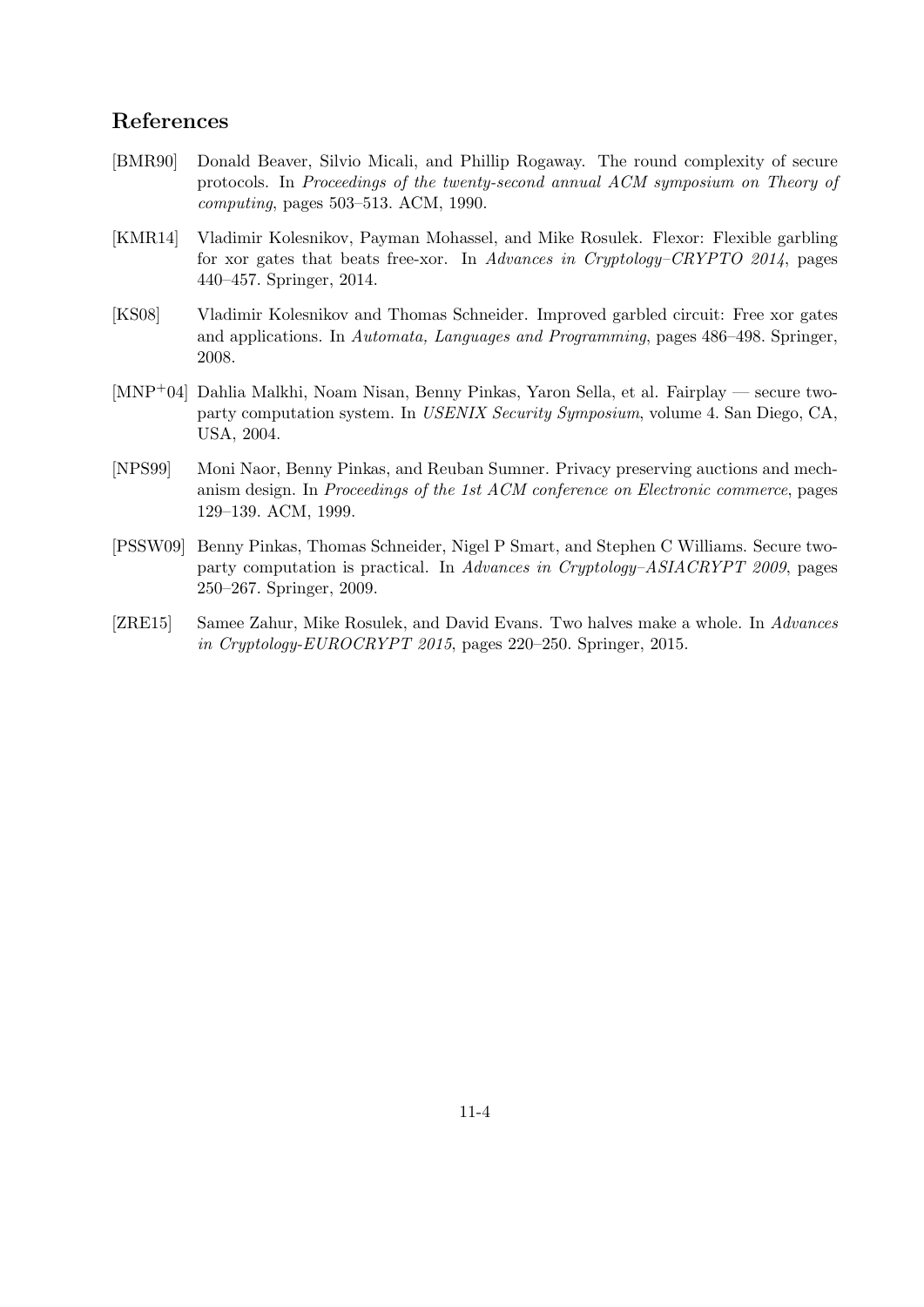## References

[BMR90] Donald Beaver, Silvio Micali, and Phillip Rogaway. The round complexity of secure protocols. In *Proceedings of the twenty-second annual ACM symposium on Theory of computing*, pages 503–513. ACM, 1990.

[KMR14] Vladimir Kolesnikov, Payman Mohassel, and Mike Rosulek. Flexor: Flexible garbling for xor gates that beats free-xor. In *Advances in Cryptology–CRYPTO 2014*, pages 440–457. Springer, 2014.

[KS08] Vladimir Kolesnikov and Thomas Schneider. Improved garbled circuit: Free xor gates and applications. In *Automata, Languages and Programming*, pages 486–498. Springer, 2008.

[MNP+04] Dahlia Malkhi, Noam Nisan, Benny Pinkas, Yaron Sella, et al. Fairplay — secure two-party computation system. In *USENIX Security Symposium*, volume 4. San Diego, CA, USA, 2004.

[NPS99] Moni Naor, Benny Pinkas, and Reuban Sumner. Privacy preserving auctions and mechanism design. In *Proceedings of the 1st ACM conference on Electronic commerce*, pages 129–139. ACM, 1999.

[PSSW09] Benny Pinkas, Thomas Schneider, Nigel P Smart, and Stephen C Williams. Secure two-party computation is practical. In *Advances in Cryptology–ASIACRYPT 2009*, pages 250–267. Springer, 2009.

[ZRE15] Samee Zahur, Mike Rosulek, and David Evans. Two halves make a whole. In *Advances in Cryptology-EUROCRYPT 2015*, pages 220–250. Springer, 2015.